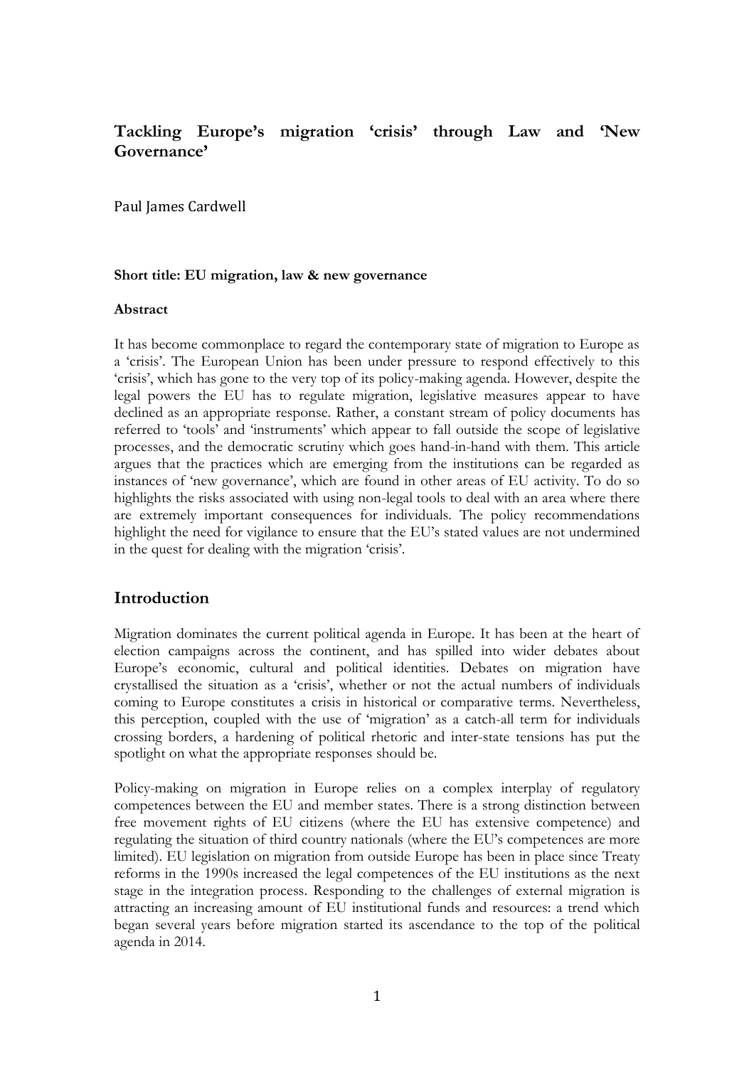# Tackling Europe's migration 'crisis' through Law and 'New Governance'

Paul James Cardwell

**Short title: EU migration, law & new governance**

**Abstract**

It has become commonplace to regard the contemporary state of migration to Europe as a 'crisis'. The European Union has been under pressure to respond effectively to this 'crisis', which has gone to the very top of its policy-making agenda. However, despite the legal powers the EU has to regulate migration, legislative measures appear to have declined as an appropriate response. Rather, a constant stream of policy documents has referred to 'tools' and 'instruments' which appear to fall outside the scope of legislative processes, and the democratic scrutiny which goes hand-in-hand with them. This article argues that the practices which are emerging from the institutions can be regarded as instances of 'new governance', which are found in other areas of EU activity. To do so highlights the risks associated with using non-legal tools to deal with an area where there are extremely important consequences for individuals. The policy recommendations highlight the need for vigilance to ensure that the EU's stated values are not undermined in the quest for dealing with the migration 'crisis'.

## Introduction

Migration dominates the current political agenda in Europe. It has been at the heart of election campaigns across the continent, and has spilled into wider debates about Europe's economic, cultural and political identities. Debates on migration have crystallised the situation as a 'crisis', whether or not the actual numbers of individuals coming to Europe constitutes a crisis in historical or comparative terms. Nevertheless, this perception, coupled with the use of 'migration' as a catch-all term for individuals crossing borders, a hardening of political rhetoric and inter-state tensions has put the spotlight on what the appropriate responses should be.

Policy-making on migration in Europe relies on a complex interplay of regulatory competences between the EU and member states. There is a strong distinction between free movement rights of EU citizens (where the EU has extensive competence) and regulating the situation of third country nationals (where the EU's competences are more limited). EU legislation on migration from outside Europe has been in place since Treaty reforms in the 1990s increased the legal competences of the EU institutions as the next stage in the integration process. Responding to the challenges of external migration is attracting an increasing amount of EU institutional funds and resources: a trend which began several years before migration started its ascendance to the top of the political agenda in 2014.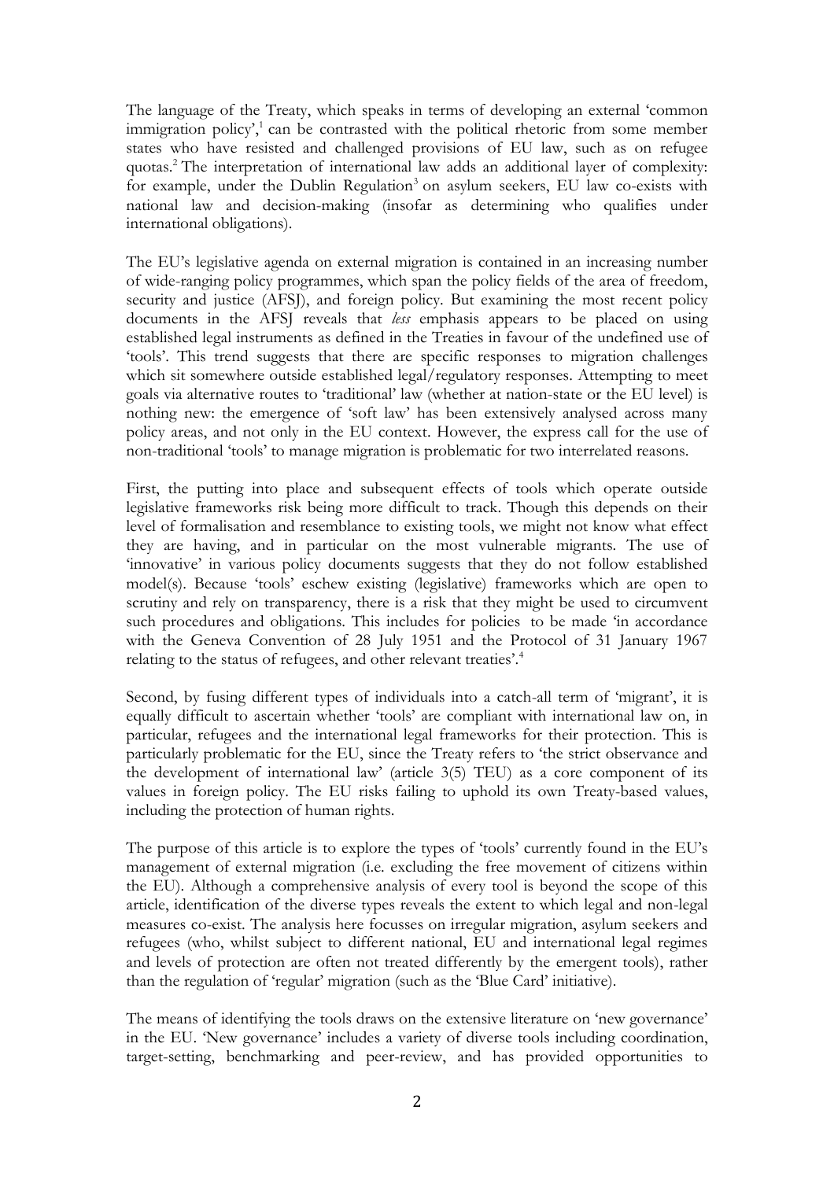The language of the Treaty, which speaks in terms of developing an external 'common immigration policy',[1] can be contrasted with the political rhetoric from some member states who have resisted and challenged provisions of EU law, such as on refugee quotas.[2] The interpretation of international law adds an additional layer of complexity: for example, under the Dublin Regulation[3] on asylum seekers, EU law co-exists with national law and decision-making (insofar as determining who qualifies under international obligations).

The EU's legislative agenda on external migration is contained in an increasing number of wide-ranging policy programmes, which span the policy fields of the area of freedom, security and justice (AFSJ), and foreign policy. But examining the most recent policy documents in the AFSJ reveals that *less* emphasis appears to be placed on using established legal instruments as defined in the Treaties in favour of the undefined use of 'tools'. This trend suggests that there are specific responses to migration challenges which sit somewhere outside established legal/regulatory responses. Attempting to meet goals via alternative routes to 'traditional' law (whether at nation-state or the EU level) is nothing new: the emergence of 'soft law' has been extensively analysed across many policy areas, and not only in the EU context. However, the express call for the use of non-traditional 'tools' to manage migration is problematic for two interrelated reasons.

First, the putting into place and subsequent effects of tools which operate outside legislative frameworks risk being more difficult to track. Though this depends on their level of formalisation and resemblance to existing tools, we might not know what effect they are having, and in particular on the most vulnerable migrants. The use of 'innovative' in various policy documents suggests that they do not follow established model(s). Because 'tools' eschew existing (legislative) frameworks which are open to scrutiny and rely on transparency, there is a risk that they might be used to circumvent such procedures and obligations. This includes for policies to be made 'in accordance with the Geneva Convention of 28 July 1951 and the Protocol of 31 January 1967 relating to the status of refugees, and other relevant treaties'.[4]

Second, by fusing different types of individuals into a catch-all term of 'migrant', it is equally difficult to ascertain whether 'tools' are compliant with international law on, in particular, refugees and the international legal frameworks for their protection. This is particularly problematic for the EU, since the Treaty refers to 'the strict observance and the development of international law' (article 3(5) TEU) as a core component of its values in foreign policy. The EU risks failing to uphold its own Treaty-based values, including the protection of human rights.

The purpose of this article is to explore the types of 'tools' currently found in the EU's management of external migration (i.e. excluding the free movement of citizens within the EU). Although a comprehensive analysis of every tool is beyond the scope of this article, identification of the diverse types reveals the extent to which legal and non-legal measures co-exist. The analysis here focusses on irregular migration, asylum seekers and refugees (who, whilst subject to different national, EU and international legal regimes and levels of protection are often not treated differently by the emergent tools), rather than the regulation of 'regular' migration (such as the 'Blue Card' initiative).

The means of identifying the tools draws on the extensive literature on 'new governance' in the EU. 'New governance' includes a variety of diverse tools including coordination, target-setting, benchmarking and peer-review, and has provided opportunities to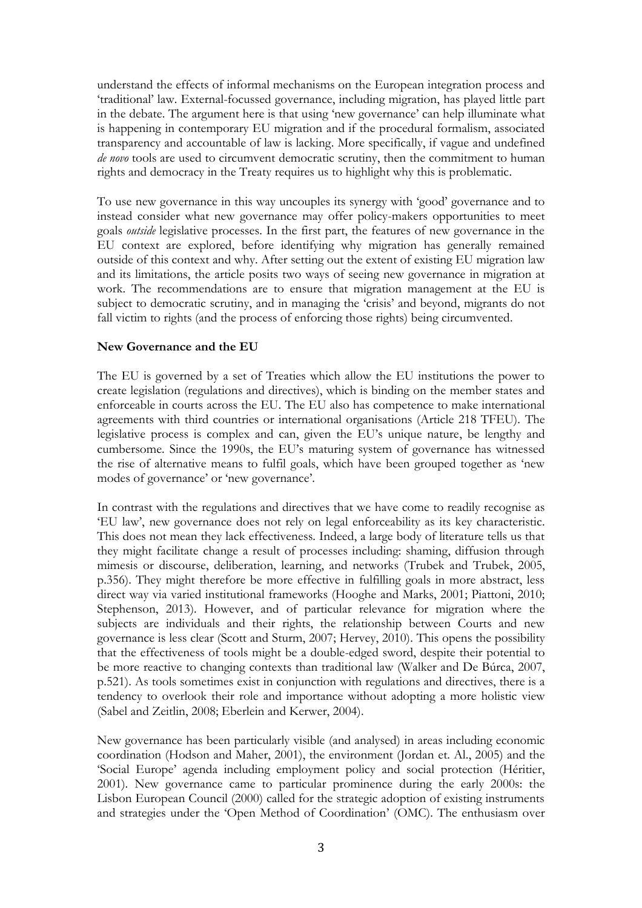understand the effects of informal mechanisms on the European integration process and 'traditional' law. External-focussed governance, including migration, has played little part in the debate. The argument here is that using 'new governance' can help illuminate what is happening in contemporary EU migration and if the procedural formalism, associated transparency and accountable of law is lacking. More specifically, if vague and undefined *de novo* tools are used to circumvent democratic scrutiny, then the commitment to human rights and democracy in the Treaty requires us to highlight why this is problematic.

To use new governance in this way uncouples its synergy with 'good' governance and to instead consider what new governance may offer policy-makers opportunities to meet goals *outside* legislative processes. In the first part, the features of new governance in the EU context are explored, before identifying why migration has generally remained outside of this context and why. After setting out the extent of existing EU migration law and its limitations, the article posits two ways of seeing new governance in migration at work. The recommendations are to ensure that migration management at the EU is subject to democratic scrutiny, and in managing the 'crisis' and beyond, migrants do not fall victim to rights (and the process of enforcing those rights) being circumvented.

**New Governance and the EU**

The EU is governed by a set of Treaties which allow the EU institutions the power to create legislation (regulations and directives), which is binding on the member states and enforceable in courts across the EU. The EU also has competence to make international agreements with third countries or international organisations (Article 218 TFEU). The legislative process is complex and can, given the EU's unique nature, be lengthy and cumbersome. Since the 1990s, the EU's maturing system of governance has witnessed the rise of alternative means to fulfil goals, which have been grouped together as 'new modes of governance' or 'new governance'.

In contrast with the regulations and directives that we have come to readily recognise as 'EU law', new governance does not rely on legal enforceability as its key characteristic. This does not mean they lack effectiveness. Indeed, a large body of literature tells us that they might facilitate change a result of processes including: shaming, diffusion through mimesis or discourse, deliberation, learning, and networks (Trubek and Trubek, 2005, p.356). They might therefore be more effective in fulfilling goals in more abstract, less direct way via varied institutional frameworks (Hooghe and Marks, 2001; Piattoni, 2010; Stephenson, 2013). However, and of particular relevance for migration where the subjects are individuals and their rights, the relationship between Courts and new governance is less clear (Scott and Sturm, 2007; Hervey, 2010). This opens the possibility that the effectiveness of tools might be a double-edged sword, despite their potential to be more reactive to changing contexts than traditional law (Walker and De Búrca, 2007, p.521). As tools sometimes exist in conjunction with regulations and directives, there is a tendency to overlook their role and importance without adopting a more holistic view (Sabel and Zeitlin, 2008; Eberlein and Kerwer, 2004).

New governance has been particularly visible (and analysed) in areas including economic coordination (Hodson and Maher, 2001), the environment (Jordan et. Al., 2005) and the 'Social Europe' agenda including employment policy and social protection (Héritier, 2001). New governance came to particular prominence during the early 2000s: the Lisbon European Council (2000) called for the strategic adoption of existing instruments and strategies under the 'Open Method of Coordination' (OMC). The enthusiasm over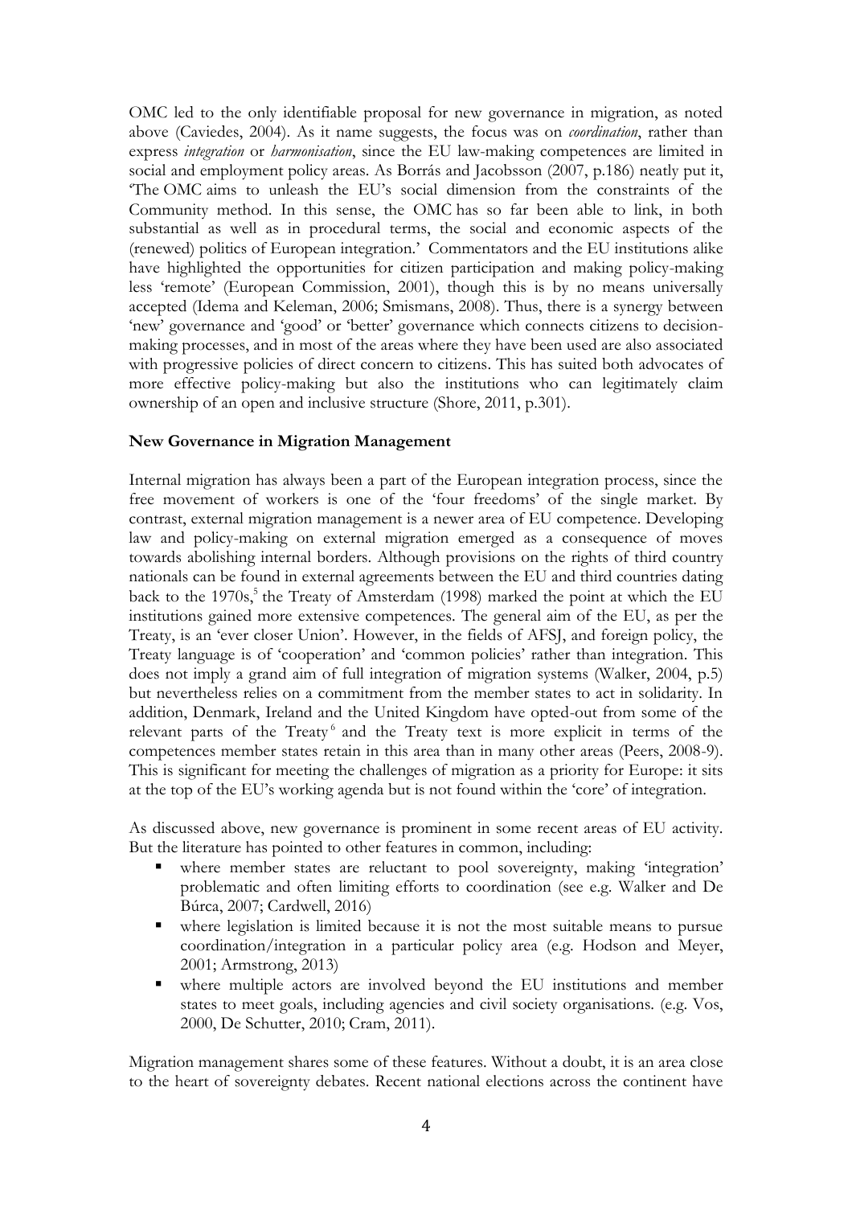OMC led to the only identifiable proposal for new governance in migration, as noted above (Caviedes, 2004). As it name suggests, the focus was on *coordination*, rather than express *integration* or *harmonisation*, since the EU law-making competences are limited in social and employment policy areas. As Borrás and Jacobsson (2007, p.186) neatly put it, 'The OMC aims to unleash the EU's social dimension from the constraints of the Community method. In this sense, the OMC has so far been able to link, in both substantial as well as in procedural terms, the social and economic aspects of the (renewed) politics of European integration.' Commentators and the EU institutions alike have highlighted the opportunities for citizen participation and making policy-making less 'remote' (European Commission, 2001), though this is by no means universally accepted (Idema and Keleman, 2006; Smismans, 2008). Thus, there is a synergy between 'new' governance and 'good' or 'better' governance which connects citizens to decision-making processes, and in most of the areas where they have been used are also associated with progressive policies of direct concern to citizens. This has suited both advocates of more effective policy-making but also the institutions who can legitimately claim ownership of an open and inclusive structure (Shore, 2011, p.301).

**New Governance in Migration Management**

Internal migration has always been a part of the European integration process, since the free movement of workers is one of the 'four freedoms' of the single market. By contrast, external migration management is a newer area of EU competence. Developing law and policy-making on external migration emerged as a consequence of moves towards abolishing internal borders. Although provisions on the rights of third country nationals can be found in external agreements between the EU and third countries dating back to the 1970s,[5] the Treaty of Amsterdam (1998) marked the point at which the EU institutions gained more extensive competences. The general aim of the EU, as per the Treaty, is an 'ever closer Union'. However, in the fields of AFSJ, and foreign policy, the Treaty language is of 'cooperation' and 'common policies' rather than integration. This does not imply a grand aim of full integration of migration systems (Walker, 2004, p.5) but nevertheless relies on a commitment from the member states to act in solidarity. In addition, Denmark, Ireland and the United Kingdom have opted-out from some of the relevant parts of the Treaty[6] and the Treaty text is more explicit in terms of the competences member states retain in this area than in many other areas (Peers, 2008-9). This is significant for meeting the challenges of migration as a priority for Europe: it sits at the top of the EU's working agenda but is not found within the 'core' of integration.

As discussed above, new governance is prominent in some recent areas of EU activity. But the literature has pointed to other features in common, including:

- where member states are reluctant to pool sovereignty, making 'integration' problematic and often limiting efforts to coordination (see e.g. Walker and De Búrca, 2007; Cardwell, 2016)
- where legislation is limited because it is not the most suitable means to pursue coordination/integration in a particular policy area (e.g. Hodson and Meyer, 2001; Armstrong, 2013)
- where multiple actors are involved beyond the EU institutions and member states to meet goals, including agencies and civil society organisations. (e.g. Vos, 2000, De Schutter, 2010; Cram, 2011).

Migration management shares some of these features. Without a doubt, it is an area close to the heart of sovereignty debates. Recent national elections across the continent have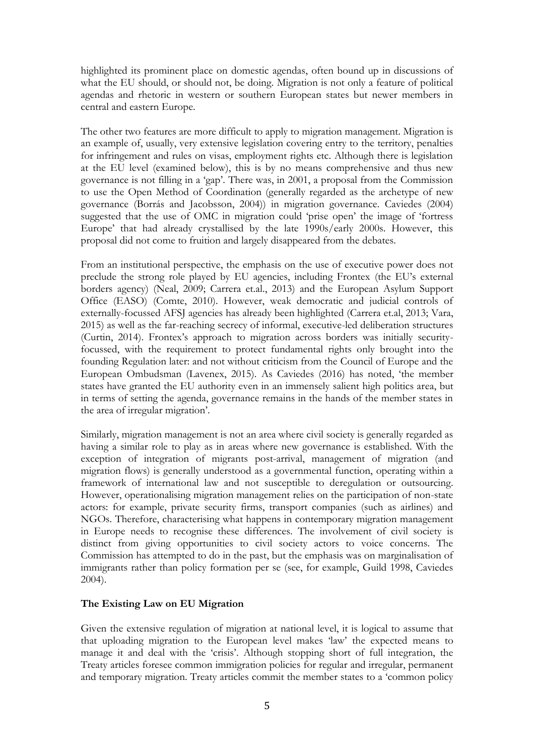highlighted its prominent place on domestic agendas, often bound up in discussions of what the EU should, or should not, be doing. Migration is not only a feature of political agendas and rhetoric in western or southern European states but newer members in central and eastern Europe.

The other two features are more difficult to apply to migration management. Migration is an example of, usually, very extensive legislation covering entry to the territory, penalties for infringement and rules on visas, employment rights etc. Although there is legislation at the EU level (examined below), this is by no means comprehensive and thus new governance is not filling in a 'gap'. There was, in 2001, a proposal from the Commission to use the Open Method of Coordination (generally regarded as the archetype of new governance (Borrás and Jacobsson, 2004)) in migration governance. Caviedes (2004) suggested that the use of OMC in migration could 'prise open' the image of 'fortress Europe' that had already crystallised by the late 1990s/early 2000s. However, this proposal did not come to fruition and largely disappeared from the debates.

From an institutional perspective, the emphasis on the use of executive power does not preclude the strong role played by EU agencies, including Frontex (the EU's external borders agency) (Neal, 2009; Carrera et.al., 2013) and the European Asylum Support Office (EASO) (Comte, 2010). However, weak democratic and judicial controls of externally-focussed AFSJ agencies has already been highlighted (Carrera et.al, 2013; Vara, 2015) as well as the far-reaching secrecy of informal, executive-led deliberation structures (Curtin, 2014). Frontex's approach to migration across borders was initially security-focussed, with the requirement to protect fundamental rights only brought into the founding Regulation later: and not without criticism from the Council of Europe and the European Ombudsman (Lavenex, 2015). As Caviedes (2016) has noted, 'the member states have granted the EU authority even in an immensely salient high politics area, but in terms of setting the agenda, governance remains in the hands of the member states in the area of irregular migration'.

Similarly, migration management is not an area where civil society is generally regarded as having a similar role to play as in areas where new governance is established. With the exception of integration of migrants post-arrival, management of migration (and migration flows) is generally understood as a governmental function, operating within a framework of international law and not susceptible to deregulation or outsourcing. However, operationalising migration management relies on the participation of non-state actors: for example, private security firms, transport companies (such as airlines) and NGOs. Therefore, characterising what happens in contemporary migration management in Europe needs to recognise these differences. The involvement of civil society is distinct from giving opportunities to civil society actors to voice concerns. The Commission has attempted to do in the past, but the emphasis was on marginalisation of immigrants rather than policy formation per se (see, for example, Guild 1998, Caviedes 2004).

## The Existing Law on EU Migration

Given the extensive regulation of migration at national level, it is logical to assume that that uploading migration to the European level makes 'law' the expected means to manage it and deal with the 'crisis'. Although stopping short of full integration, the Treaty articles foresee common immigration policies for regular and irregular, permanent and temporary migration. Treaty articles commit the member states to a 'common policy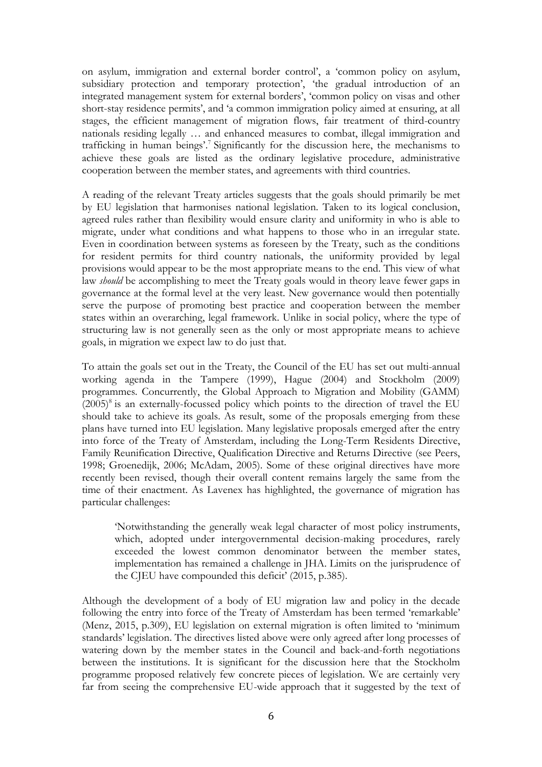on asylum, immigration and external border control', a 'common policy on asylum, subsidiary protection and temporary protection', 'the gradual introduction of an integrated management system for external borders', 'common policy on visas and other short-stay residence permits', and 'a common immigration policy aimed at ensuring, at all stages, the efficient management of migration flows, fair treatment of third-country nationals residing legally … and enhanced measures to combat, illegal immigration and trafficking in human beings'.[7] Significantly for the discussion here, the mechanisms to achieve these goals are listed as the ordinary legislative procedure, administrative cooperation between the member states, and agreements with third countries.

A reading of the relevant Treaty articles suggests that the goals should primarily be met by EU legislation that harmonises national legislation. Taken to its logical conclusion, agreed rules rather than flexibility would ensure clarity and uniformity in who is able to migrate, under what conditions and what happens to those who in an irregular state. Even in coordination between systems as foreseen by the Treaty, such as the conditions for resident permits for third country nationals, the uniformity provided by legal provisions would appear to be the most appropriate means to the end. This view of what law *should* be accomplishing to meet the Treaty goals would in theory leave fewer gaps in governance at the formal level at the very least. New governance would then potentially serve the purpose of promoting best practice and cooperation between the member states within an overarching, legal framework. Unlike in social policy, where the type of structuring law is not generally seen as the only or most appropriate means to achieve goals, in migration we expect law to do just that.

To attain the goals set out in the Treaty, the Council of the EU has set out multi-annual working agenda in the Tampere (1999), Hague (2004) and Stockholm (2009) programmes. Concurrently, the Global Approach to Migration and Mobility (GAMM) (2005)[8] is an externally-focussed policy which points to the direction of travel the EU should take to achieve its goals. As result, some of the proposals emerging from these plans have turned into EU legislation. Many legislative proposals emerged after the entry into force of the Treaty of Amsterdam, including the Long-Term Residents Directive, Family Reunification Directive, Qualification Directive and Returns Directive (see Peers, 1998; Groenedijk, 2006; McAdam, 2005). Some of these original directives have more recently been revised, though their overall content remains largely the same from the time of their enactment. As Lavenex has highlighted, the governance of migration has particular challenges:

> 'Notwithstanding the generally weak legal character of most policy instruments, which, adopted under intergovernmental decision-making procedures, rarely exceeded the lowest common denominator between the member states, implementation has remained a challenge in JHA. Limits on the jurisprudence of the CJEU have compounded this deficit' (2015, p.385).

Although the development of a body of EU migration law and policy in the decade following the entry into force of the Treaty of Amsterdam has been termed 'remarkable' (Menz, 2015, p.309), EU legislation on external migration is often limited to 'minimum standards' legislation. The directives listed above were only agreed after long processes of watering down by the member states in the Council and back-and-forth negotiations between the institutions. It is significant for the discussion here that the Stockholm programme proposed relatively few concrete pieces of legislation. We are certainly very far from seeing the comprehensive EU-wide approach that it suggested by the text of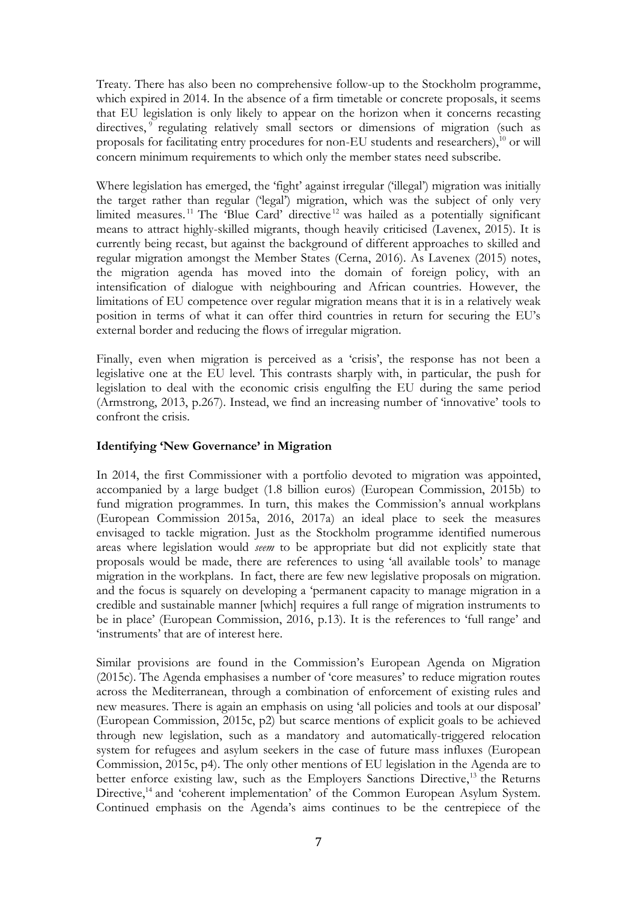Treaty. There has also been no comprehensive follow-up to the Stockholm programme, which expired in 2014. In the absence of a firm timetable or concrete proposals, it seems that EU legislation is only likely to appear on the horizon when it concerns recasting directives,[9] regulating relatively small sectors or dimensions of migration (such as proposals for facilitating entry procedures for non-EU students and researchers),[10] or will concern minimum requirements to which only the member states need subscribe.

Where legislation has emerged, the 'fight' against irregular ('illegal') migration was initially the target rather than regular ('legal') migration, which was the subject of only very limited measures.[11] The 'Blue Card' directive[12] was hailed as a potentially significant means to attract highly-skilled migrants, though heavily criticised (Lavenex, 2015). It is currently being recast, but against the background of different approaches to skilled and regular migration amongst the Member States (Cerna, 2016). As Lavenex (2015) notes, the migration agenda has moved into the domain of foreign policy, with an intensification of dialogue with neighbouring and African countries. However, the limitations of EU competence over regular migration means that it is in a relatively weak position in terms of what it can offer third countries in return for securing the EU's external border and reducing the flows of irregular migration.

Finally, even when migration is perceived as a 'crisis', the response has not been a legislative one at the EU level. This contrasts sharply with, in particular, the push for legislation to deal with the economic crisis engulfing the EU during the same period (Armstrong, 2013, p.267). Instead, we find an increasing number of 'innovative' tools to confront the crisis.

**Identifying 'New Governance' in Migration**

In 2014, the first Commissioner with a portfolio devoted to migration was appointed, accompanied by a large budget (1.8 billion euros) (European Commission, 2015b) to fund migration programmes. In turn, this makes the Commission's annual workplans (European Commission 2015a, 2016, 2017a) an ideal place to seek the measures envisaged to tackle migration. Just as the Stockholm programme identified numerous areas where legislation would *seem* to be appropriate but did not explicitly state that proposals would be made, there are references to using 'all available tools' to manage migration in the workplans. In fact, there are few new legislative proposals on migration. and the focus is squarely on developing a 'permanent capacity to manage migration in a credible and sustainable manner [which] requires a full range of migration instruments to be in place' (European Commission, 2016, p.13). It is the references to 'full range' and 'instruments' that are of interest here.

Similar provisions are found in the Commission's European Agenda on Migration (2015c). The Agenda emphasises a number of 'core measures' to reduce migration routes across the Mediterranean, through a combination of enforcement of existing rules and new measures. There is again an emphasis on using 'all policies and tools at our disposal' (European Commission, 2015c, p2) but scarce mentions of explicit goals to be achieved through new legislation, such as a mandatory and automatically-triggered relocation system for refugees and asylum seekers in the case of future mass influxes (European Commission, 2015c, p4). The only other mentions of EU legislation in the Agenda are to better enforce existing law, such as the Employers Sanctions Directive,[13] the Returns Directive,[14] and 'coherent implementation' of the Common European Asylum System. Continued emphasis on the Agenda's aims continues to be the centrepiece of the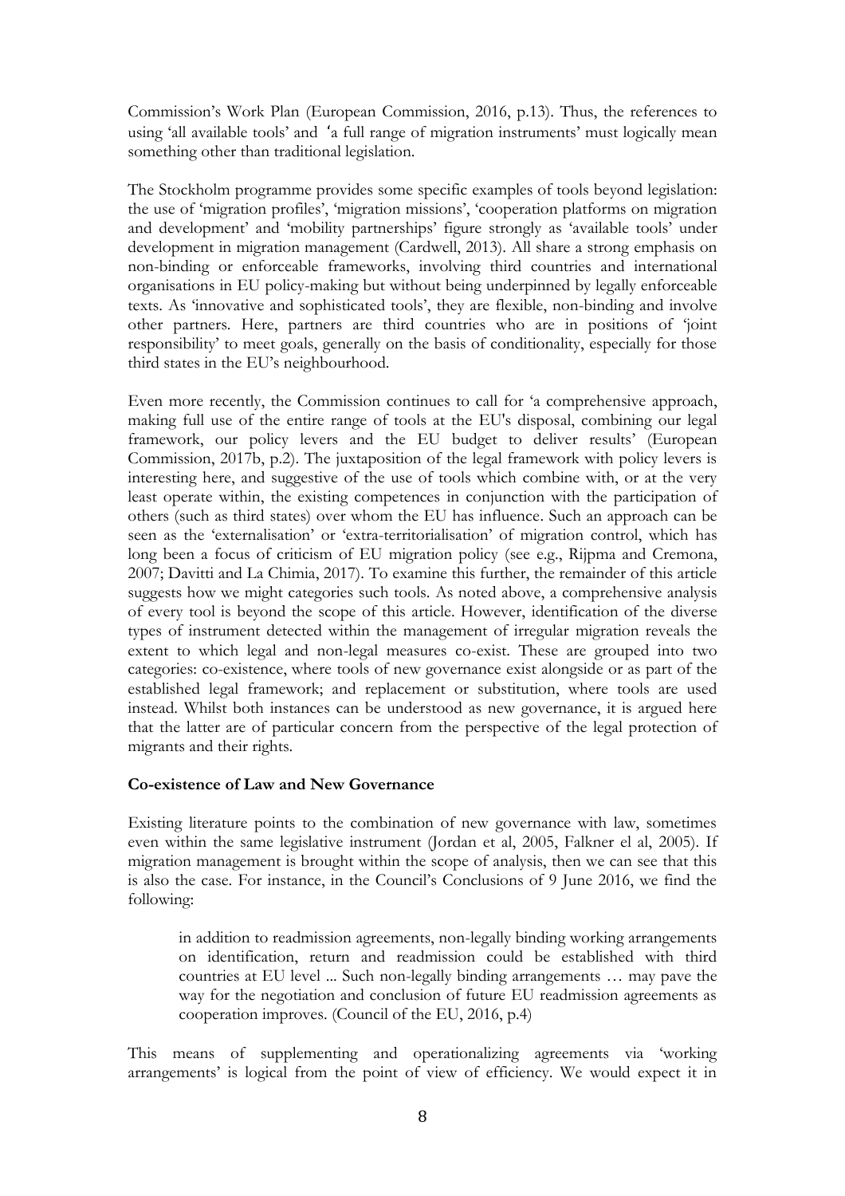Commission's Work Plan (European Commission, 2016, p.13). Thus, the references to using 'all available tools' and 'a full range of migration instruments' must logically mean something other than traditional legislation.

The Stockholm programme provides some specific examples of tools beyond legislation: the use of 'migration profiles', 'migration missions', 'cooperation platforms on migration and development' and 'mobility partnerships' figure strongly as 'available tools' under development in migration management (Cardwell, 2013). All share a strong emphasis on non-binding or enforceable frameworks, involving third countries and international organisations in EU policy-making but without being underpinned by legally enforceable texts. As 'innovative and sophisticated tools', they are flexible, non-binding and involve other partners. Here, partners are third countries who are in positions of 'joint responsibility' to meet goals, generally on the basis of conditionality, especially for those third states in the EU's neighbourhood.

Even more recently, the Commission continues to call for 'a comprehensive approach, making full use of the entire range of tools at the EU's disposal, combining our legal framework, our policy levers and the EU budget to deliver results' (European Commission, 2017b, p.2). The juxtaposition of the legal framework with policy levers is interesting here, and suggestive of the use of tools which combine with, or at the very least operate within, the existing competences in conjunction with the participation of others (such as third states) over whom the EU has influence. Such an approach can be seen as the 'externalisation' or 'extra-territorialisation' of migration control, which has long been a focus of criticism of EU migration policy (see e.g., Rijpma and Cremona, 2007; Davitti and La Chimia, 2017). To examine this further, the remainder of this article suggests how we might categories such tools. As noted above, a comprehensive analysis of every tool is beyond the scope of this article. However, identification of the diverse types of instrument detected within the management of irregular migration reveals the extent to which legal and non-legal measures co-exist. These are grouped into two categories: co-existence, where tools of new governance exist alongside or as part of the established legal framework; and replacement or substitution, where tools are used instead. Whilst both instances can be understood as new governance, it is argued here that the latter are of particular concern from the perspective of the legal protection of migrants and their rights.

**Co-existence of Law and New Governance**

Existing literature points to the combination of new governance with law, sometimes even within the same legislative instrument (Jordan et al, 2005, Falkner el al, 2005). If migration management is brought within the scope of analysis, then we can see that this is also the case. For instance, in the Council's Conclusions of 9 June 2016, we find the following:

> in addition to readmission agreements, non-legally binding working arrangements on identification, return and readmission could be established with third countries at EU level ... Such non-legally binding arrangements … may pave the way for the negotiation and conclusion of future EU readmission agreements as cooperation improves. (Council of the EU, 2016, p.4)

This means of supplementing and operationalizing agreements via 'working arrangements' is logical from the point of view of efficiency. We would expect it in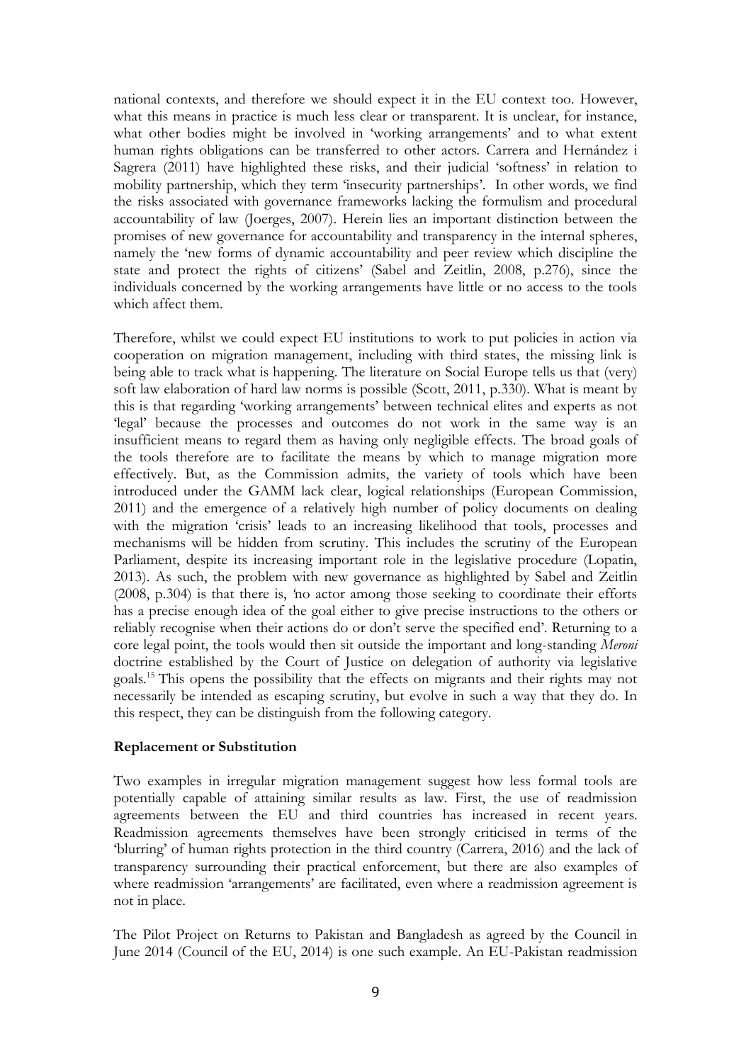national contexts, and therefore we should expect it in the EU context too. However, what this means in practice is much less clear or transparent. It is unclear, for instance, what other bodies might be involved in 'working arrangements' and to what extent human rights obligations can be transferred to other actors. Carrera and Hernández i Sagrera (2011) have highlighted these risks, and their judicial 'softness' in relation to mobility partnership, which they term 'insecurity partnerships'. In other words, we find the risks associated with governance frameworks lacking the formulism and procedural accountability of law (Joerges, 2007). Herein lies an important distinction between the promises of new governance for accountability and transparency in the internal spheres, namely the 'new forms of dynamic accountability and peer review which discipline the state and protect the rights of citizens' (Sabel and Zeitlin, 2008, p.276), since the individuals concerned by the working arrangements have little or no access to the tools which affect them.

Therefore, whilst we could expect EU institutions to work to put policies in action via cooperation on migration management, including with third states, the missing link is being able to track what is happening. The literature on Social Europe tells us that (very) soft law elaboration of hard law norms is possible (Scott, 2011, p.330). What is meant by this is that regarding 'working arrangements' between technical elites and experts as not 'legal' because the processes and outcomes do not work in the same way is an insufficient means to regard them as having only negligible effects. The broad goals of the tools therefore are to facilitate the means by which to manage migration more effectively. But, as the Commission admits, the variety of tools which have been introduced under the GAMM lack clear, logical relationships (European Commission, 2011) and the emergence of a relatively high number of policy documents on dealing with the migration 'crisis' leads to an increasing likelihood that tools, processes and mechanisms will be hidden from scrutiny. This includes the scrutiny of the European Parliament, despite its increasing important role in the legislative procedure (Lopatin, 2013). As such, the problem with new governance as highlighted by Sabel and Zeitlin (2008, p.304) is that there is, 'no actor among those seeking to coordinate their efforts has a precise enough idea of the goal either to give precise instructions to the others or reliably recognise when their actions do or don't serve the specified end'. Returning to a core legal point, the tools would then sit outside the important and long-standing *Meroni* doctrine established by the Court of Justice on delegation of authority via legislative goals.[15] This opens the possibility that the effects on migrants and their rights may not necessarily be intended as escaping scrutiny, but evolve in such a way that they do. In this respect, they can be distinguish from the following category.

**Replacement or Substitution**

Two examples in irregular migration management suggest how less formal tools are potentially capable of attaining similar results as law. First, the use of readmission agreements between the EU and third countries has increased in recent years. Readmission agreements themselves have been strongly criticised in terms of the 'blurring' of human rights protection in the third country (Carrera, 2016) and the lack of transparency surrounding their practical enforcement, but there are also examples of where readmission 'arrangements' are facilitated, even where a readmission agreement is not in place.

The Pilot Project on Returns to Pakistan and Bangladesh as agreed by the Council in June 2014 (Council of the EU, 2014) is one such example. An EU-Pakistan readmission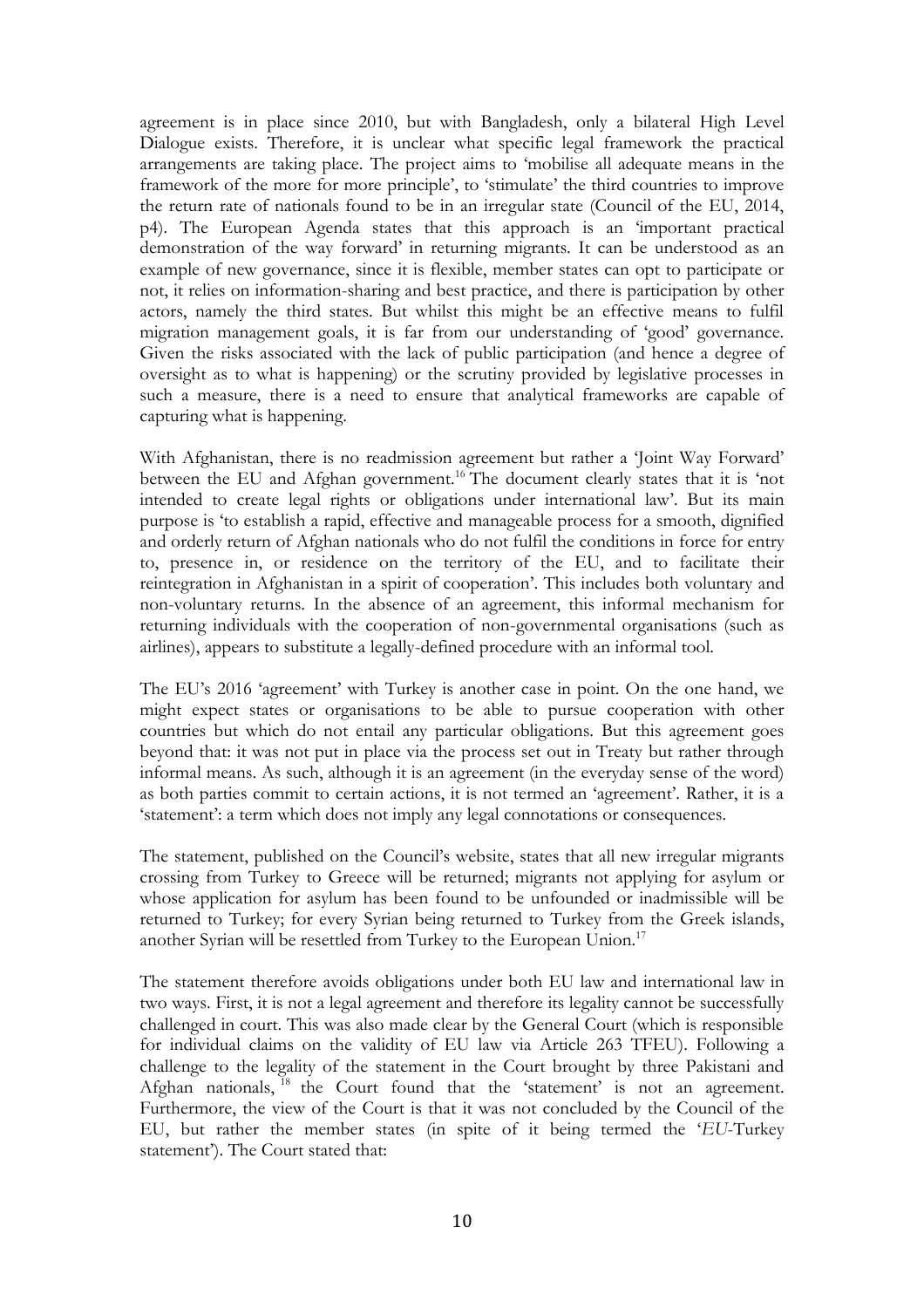agreement is in place since 2010, but with Bangladesh, only a bilateral High Level Dialogue exists. Therefore, it is unclear what specific legal framework the practical arrangements are taking place. The project aims to 'mobilise all adequate means in the framework of the more for more principle', to 'stimulate' the third countries to improve the return rate of nationals found to be in an irregular state (Council of the EU, 2014, p4). The European Agenda states that this approach is an 'important practical demonstration of the way forward' in returning migrants. It can be understood as an example of new governance, since it is flexible, member states can opt to participate or not, it relies on information-sharing and best practice, and there is participation by other actors, namely the third states. But whilst this might be an effective means to fulfil migration management goals, it is far from our understanding of 'good' governance. Given the risks associated with the lack of public participation (and hence a degree of oversight as to what is happening) or the scrutiny provided by legislative processes in such a measure, there is a need to ensure that analytical frameworks are capable of capturing what is happening.

With Afghanistan, there is no readmission agreement but rather a 'Joint Way Forward' between the EU and Afghan government.[16] The document clearly states that it is 'not intended to create legal rights or obligations under international law'. But its main purpose is 'to establish a rapid, effective and manageable process for a smooth, dignified and orderly return of Afghan nationals who do not fulfil the conditions in force for entry to, presence in, or residence on the territory of the EU, and to facilitate their reintegration in Afghanistan in a spirit of cooperation'. This includes both voluntary and non-voluntary returns. In the absence of an agreement, this informal mechanism for returning individuals with the cooperation of non-governmental organisations (such as airlines), appears to substitute a legally-defined procedure with an informal tool.

The EU's 2016 'agreement' with Turkey is another case in point. On the one hand, we might expect states or organisations to be able to pursue cooperation with other countries but which do not entail any particular obligations. But this agreement goes beyond that: it was not put in place via the process set out in Treaty but rather through informal means. As such, although it is an agreement (in the everyday sense of the word) as both parties commit to certain actions, it is not termed an 'agreement'. Rather, it is a 'statement': a term which does not imply any legal connotations or consequences.

The statement, published on the Council's website, states that all new irregular migrants crossing from Turkey to Greece will be returned; migrants not applying for asylum or whose application for asylum has been found to be unfounded or inadmissible will be returned to Turkey; for every Syrian being returned to Turkey from the Greek islands, another Syrian will be resettled from Turkey to the European Union.[17]

The statement therefore avoids obligations under both EU law and international law in two ways. First, it is not a legal agreement and therefore its legality cannot be successfully challenged in court. This was also made clear by the General Court (which is responsible for individual claims on the validity of EU law via Article 263 TFEU). Following a challenge to the legality of the statement in the Court brought by three Pakistani and Afghan nationals,[18] the Court found that the 'statement' is not an agreement. Furthermore, the view of the Court is that it was not concluded by the Council of the EU, but rather the member states (in spite of it being termed the '*EU*-Turkey statement'). The Court stated that: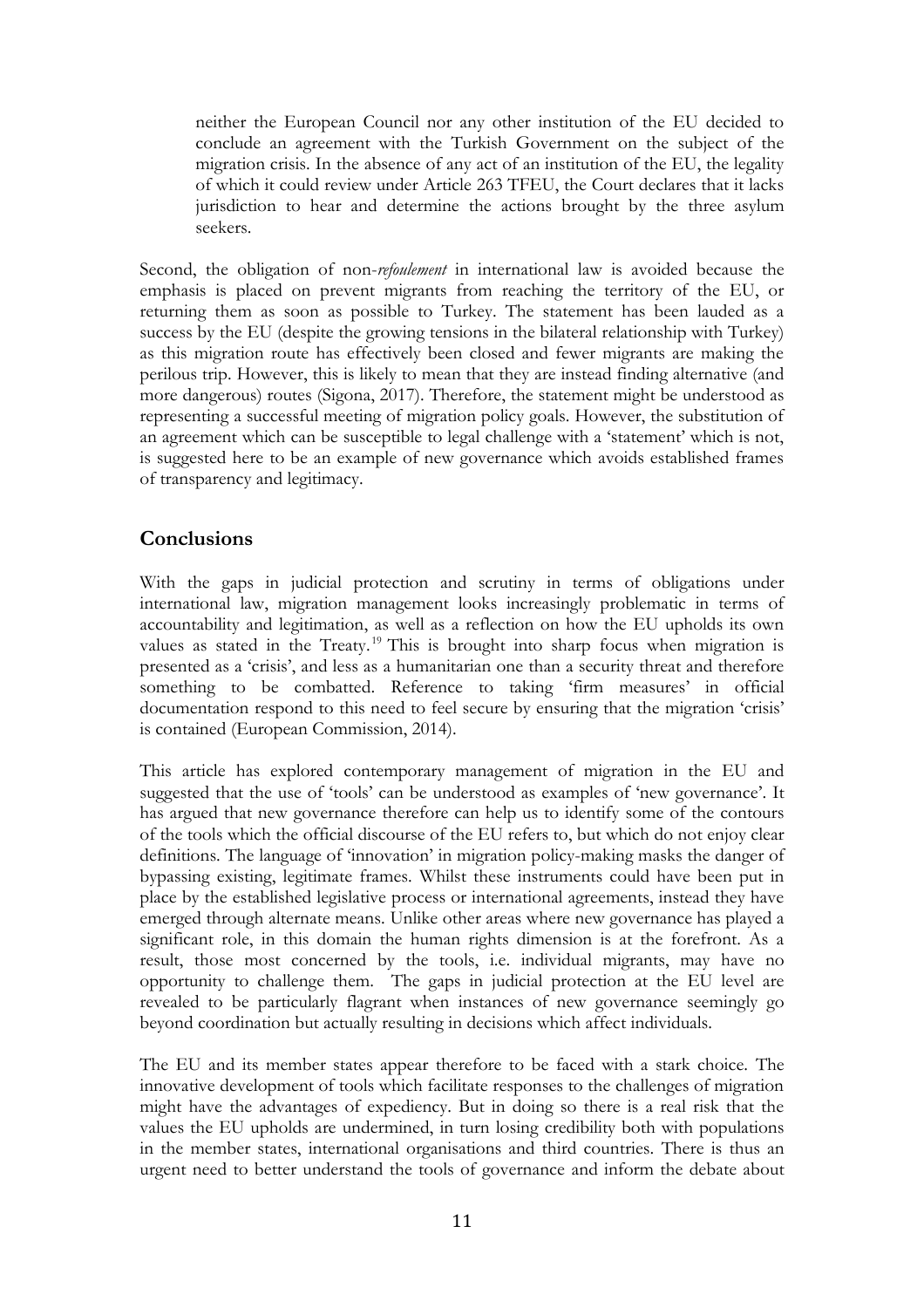> neither the European Council nor any other institution of the EU decided to conclude an agreement with the Turkish Government on the subject of the migration crisis. In the absence of any act of an institution of the EU, the legality of which it could review under Article 263 TFEU, the Court declares that it lacks jurisdiction to hear and determine the actions brought by the three asylum seekers.

Second, the obligation of non-*refoulement* in international law is avoided because the emphasis is placed on prevent migrants from reaching the territory of the EU, or returning them as soon as possible to Turkey. The statement has been lauded as a success by the EU (despite the growing tensions in the bilateral relationship with Turkey) as this migration route has effectively been closed and fewer migrants are making the perilous trip. However, this is likely to mean that they are instead finding alternative (and more dangerous) routes (Sigona, 2017). Therefore, the statement might be understood as representing a successful meeting of migration policy goals. However, the substitution of an agreement which can be susceptible to legal challenge with a 'statement' which is not, is suggested here to be an example of new governance which avoids established frames of transparency and legitimacy.

## Conclusions

With the gaps in judicial protection and scrutiny in terms of obligations under international law, migration management looks increasingly problematic in terms of accountability and legitimation, as well as a reflection on how the EU upholds its own values as stated in the Treaty.[19] This is brought into sharp focus when migration is presented as a 'crisis', and less as a humanitarian one than a security threat and therefore something to be combatted. Reference to taking 'firm measures' in official documentation respond to this need to feel secure by ensuring that the migration 'crisis' is contained (European Commission, 2014).

This article has explored contemporary management of migration in the EU and suggested that the use of 'tools' can be understood as examples of 'new governance'. It has argued that new governance therefore can help us to identify some of the contours of the tools which the official discourse of the EU refers to, but which do not enjoy clear definitions. The language of 'innovation' in migration policy-making masks the danger of bypassing existing, legitimate frames. Whilst these instruments could have been put in place by the established legislative process or international agreements, instead they have emerged through alternate means. Unlike other areas where new governance has played a significant role, in this domain the human rights dimension is at the forefront. As a result, those most concerned by the tools, i.e. individual migrants, may have no opportunity to challenge them. The gaps in judicial protection at the EU level are revealed to be particularly flagrant when instances of new governance seemingly go beyond coordination but actually resulting in decisions which affect individuals.

The EU and its member states appear therefore to be faced with a stark choice. The innovative development of tools which facilitate responses to the challenges of migration might have the advantages of expediency. But in doing so there is a real risk that the values the EU upholds are undermined, in turn losing credibility both with populations in the member states, international organisations and third countries. There is thus an urgent need to better understand the tools of governance and inform the debate about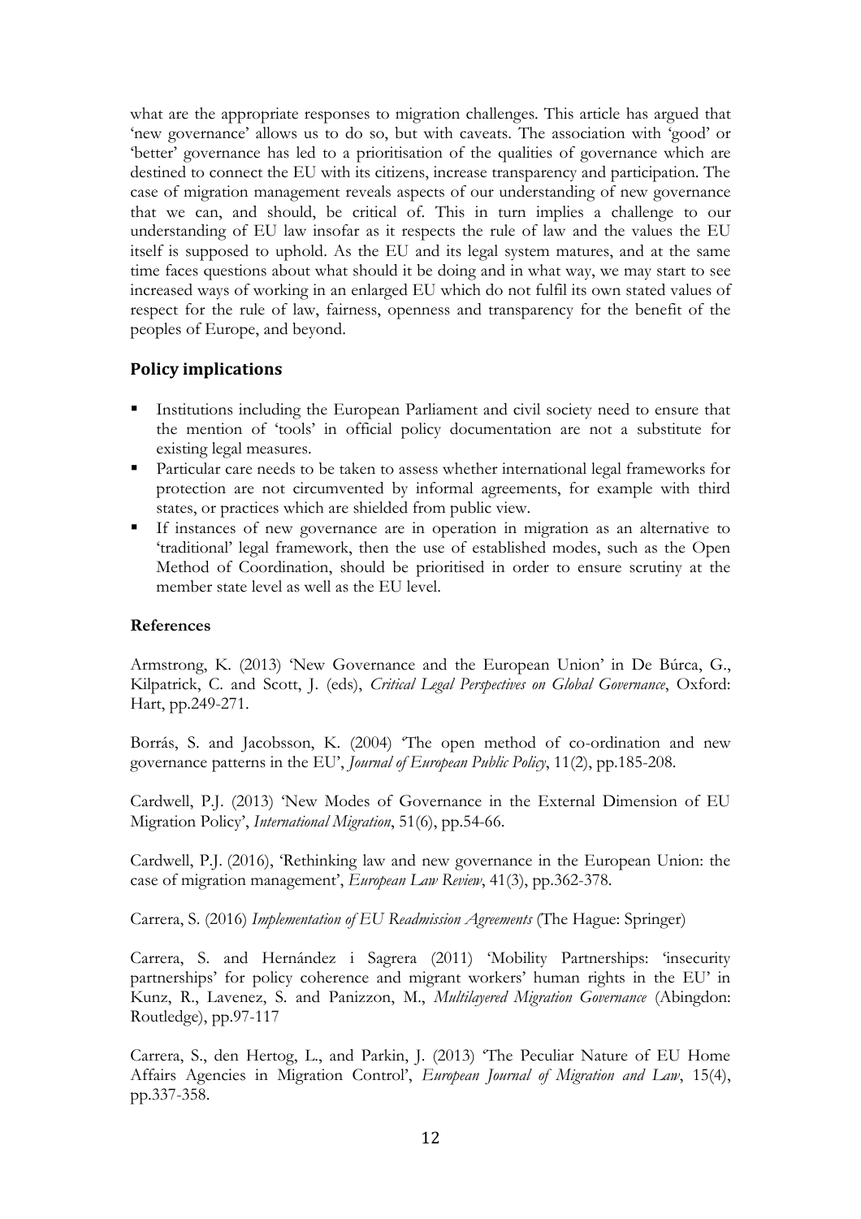what are the appropriate responses to migration challenges. This article has argued that 'new governance' allows us to do so, but with caveats. The association with 'good' or 'better' governance has led to a prioritisation of the qualities of governance which are destined to connect the EU with its citizens, increase transparency and participation. The case of migration management reveals aspects of our understanding of new governance that we can, and should, be critical of. This in turn implies a challenge to our understanding of EU law insofar as it respects the rule of law and the values the EU itself is supposed to uphold. As the EU and its legal system matures, and at the same time faces questions about what should it be doing and in what way, we may start to see increased ways of working in an enlarged EU which do not fulfil its own stated values of respect for the rule of law, fairness, openness and transparency for the benefit of the peoples of Europe, and beyond.

## Policy implications

- Institutions including the European Parliament and civil society need to ensure that the mention of 'tools' in official policy documentation are not a substitute for existing legal measures.
- Particular care needs to be taken to assess whether international legal frameworks for protection are not circumvented by informal agreements, for example with third states, or practices which are shielded from public view.
- If instances of new governance are in operation in migration as an alternative to 'traditional' legal framework, then the use of established modes, such as the Open Method of Coordination, should be prioritised in order to ensure scrutiny at the member state level as well as the EU level.

### References

Armstrong, K. (2013) 'New Governance and the European Union' in De Búrca, G., Kilpatrick, C. and Scott, J. (eds), *Critical Legal Perspectives on Global Governance*, Oxford: Hart, pp.249-271.

Borrás, S. and Jacobsson, K. (2004) 'The open method of co-ordination and new governance patterns in the EU', *Journal of European Public Policy*, 11(2), pp.185-208.

Cardwell, P.J. (2013) 'New Modes of Governance in the External Dimension of EU Migration Policy', *International Migration*, 51(6), pp.54-66.

Cardwell, P.J. (2016), 'Rethinking law and new governance in the European Union: the case of migration management', *European Law Review*, 41(3), pp.362-378.

Carrera, S. (2016) *Implementation of EU Readmission Agreements* (The Hague: Springer)

Carrera, S. and Hernández i Sagrera (2011) 'Mobility Partnerships: 'insecurity partnerships' for policy coherence and migrant workers' human rights in the EU' in Kunz, R., Lavenez, S. and Panizzon, M., *Multilayered Migration Governance* (Abingdon: Routledge), pp.97-117

Carrera, S., den Hertog, L., and Parkin, J. (2013) 'The Peculiar Nature of EU Home Affairs Agencies in Migration Control', *European Journal of Migration and Law*, 15(4), pp.337-358.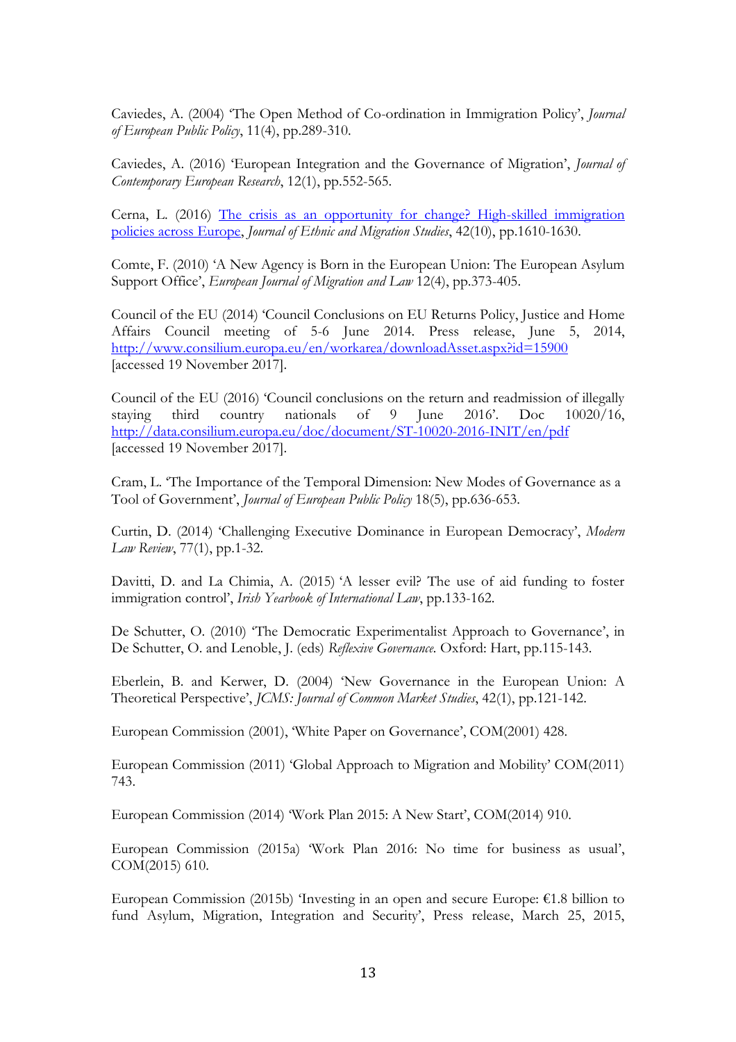Caviedes, A. (2004) 'The Open Method of Co-ordination in Immigration Policy', *Journal of European Public Policy*, 11(4), pp.289-310.

Caviedes, A. (2016) 'European Integration and the Governance of Migration', *Journal of Contemporary European Research*, 12(1), pp.552-565.

Cerna, L. (2016) [The crisis as an opportunity for change? High-skilled immigration policies across Europe](), *Journal of Ethnic and Migration Studies*, 42(10), pp.1610-1630.

Comte, F. (2010) 'A New Agency is Born in the European Union: The European Asylum Support Office', *European Journal of Migration and Law* 12(4), pp.373-405.

Council of the EU (2014) 'Council Conclusions on EU Returns Policy, Justice and Home Affairs Council meeting of 5-6 June 2014. Press release, June 5, 2014, http://www.consilium.europa.eu/en/workarea/downloadAsset.aspx?id=15900 [accessed 19 November 2017].

Council of the EU (2016) 'Council conclusions on the return and readmission of illegally staying third country nationals of 9 June 2016'. Doc 10020/16, http://data.consilium.europa.eu/doc/document/ST-10020-2016-INIT/en/pdf [accessed 19 November 2017].

Cram, L. 'The Importance of the Temporal Dimension: New Modes of Governance as a Tool of Government', *Journal of European Public Policy* 18(5), pp.636-653.

Curtin, D. (2014) 'Challenging Executive Dominance in European Democracy', *Modern Law Review*, 77(1), pp.1-32.

Davitti, D. and La Chimia, A. (2015) 'A lesser evil? The use of aid funding to foster immigration control', *Irish Yearbook of International Law*, pp.133-162.

De Schutter, O. (2010) 'The Democratic Experimentalist Approach to Governance', in De Schutter, O. and Lenoble, J. (eds) *Reflexive Governance*. Oxford: Hart, pp.115-143.

Eberlein, B. and Kerwer, D. (2004) 'New Governance in the European Union: A Theoretical Perspective', *JCMS: Journal of Common Market Studies*, 42(1), pp.121-142.

European Commission (2001), 'White Paper on Governance', COM(2001) 428.

European Commission (2011) 'Global Approach to Migration and Mobility' COM(2011) 743.

European Commission (2014) 'Work Plan 2015: A New Start', COM(2014) 910.

European Commission (2015a) 'Work Plan 2016: No time for business as usual', COM(2015) 610.

European Commission (2015b) 'Investing in an open and secure Europe: €1.8 billion to fund Asylum, Migration, Integration and Security', Press release, March 25, 2015,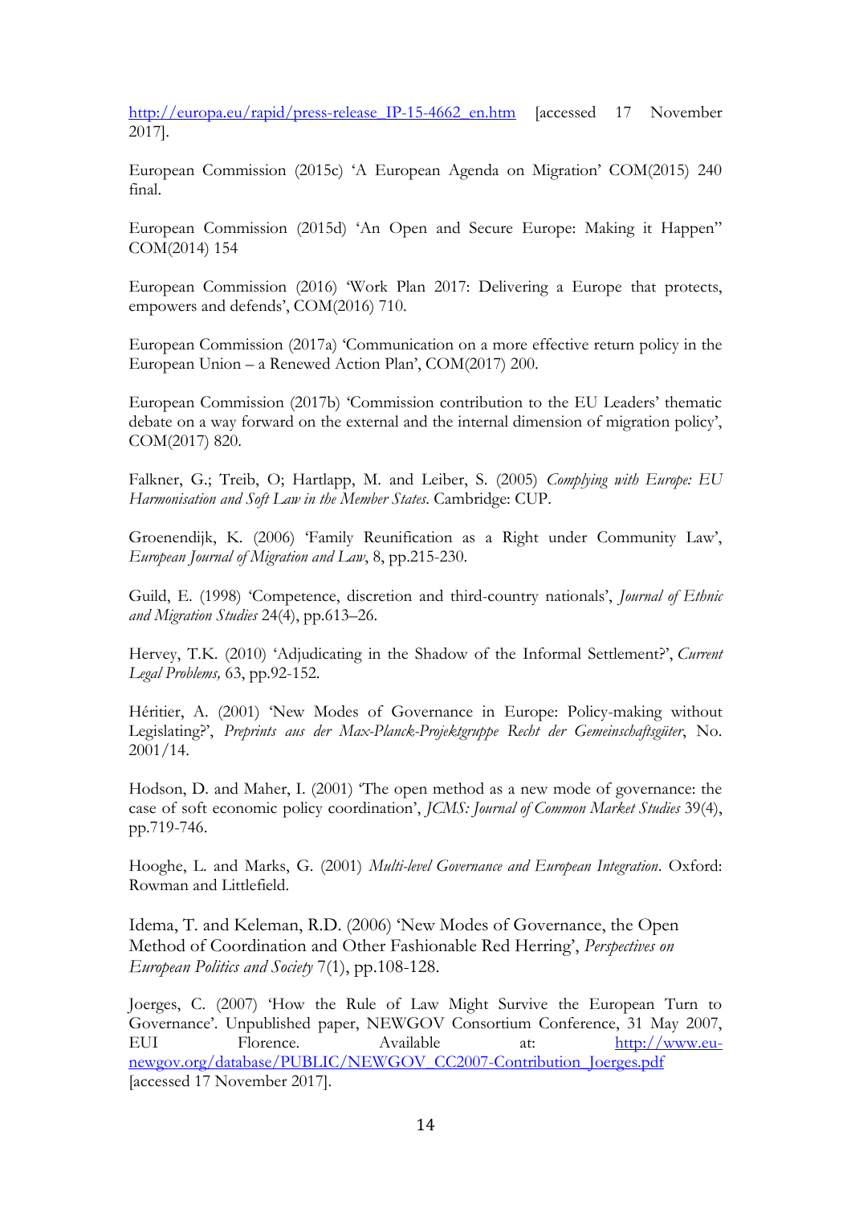http://europa.eu/rapid/press-release_IP-15-4662_en.htm [accessed 17 November 2017].

European Commission (2015c) 'A European Agenda on Migration' COM(2015) 240 final.

European Commission (2015d) 'An Open and Secure Europe: Making it Happen'' COM(2014) 154

European Commission (2016) 'Work Plan 2017: Delivering a Europe that protects, empowers and defends', COM(2016) 710.

European Commission (2017a) 'Communication on a more effective return policy in the European Union – a Renewed Action Plan', COM(2017) 200.

European Commission (2017b) 'Commission contribution to the EU Leaders' thematic debate on a way forward on the external and the internal dimension of migration policy', COM(2017) 820.

Falkner, G.; Treib, O; Hartlapp, M. and Leiber, S. (2005) *Complying with Europe: EU Harmonisation and Soft Law in the Member States*. Cambridge: CUP.

Groenendijk, K. (2006) 'Family Reunification as a Right under Community Law', *European Journal of Migration and Law*, 8, pp.215-230.

Guild, E. (1998) 'Competence, discretion and third-country nationals', *Journal of Ethnic and Migration Studies* 24(4), pp.613–26.

Hervey, T.K. (2010) 'Adjudicating in the Shadow of the Informal Settlement?', *Current Legal Problems,* 63, pp.92-152.

Héritier, A. (2001) 'New Modes of Governance in Europe: Policy-making without Legislating?', *Preprints aus der Max-Planck-Projektgruppe Recht der Gemeinschaftsgüter*, No. 2001/14.

Hodson, D. and Maher, I. (2001) 'The open method as a new mode of governance: the case of soft economic policy coordination', *JCMS: Journal of Common Market Studies* 39(4), pp.719-746.

Hooghe, L. and Marks, G. (2001) *Multi-level Governance and European Integration*. Oxford: Rowman and Littlefield.

Idema, T. and Keleman, R.D. (2006) 'New Modes of Governance, the Open Method of Coordination and Other Fashionable Red Herring', *Perspectives on European Politics and Society* 7(1), pp.108-128.

Joerges, C. (2007) 'How the Rule of Law Might Survive the European Turn to Governance'. Unpublished paper, NEWGOV Consortium Conference, 31 May 2007, EUI Florence. Available at: http://www.eu-newgov.org/database/PUBLIC/NEWGOV_CC2007-Contribution_Joerges.pdf [accessed 17 November 2017].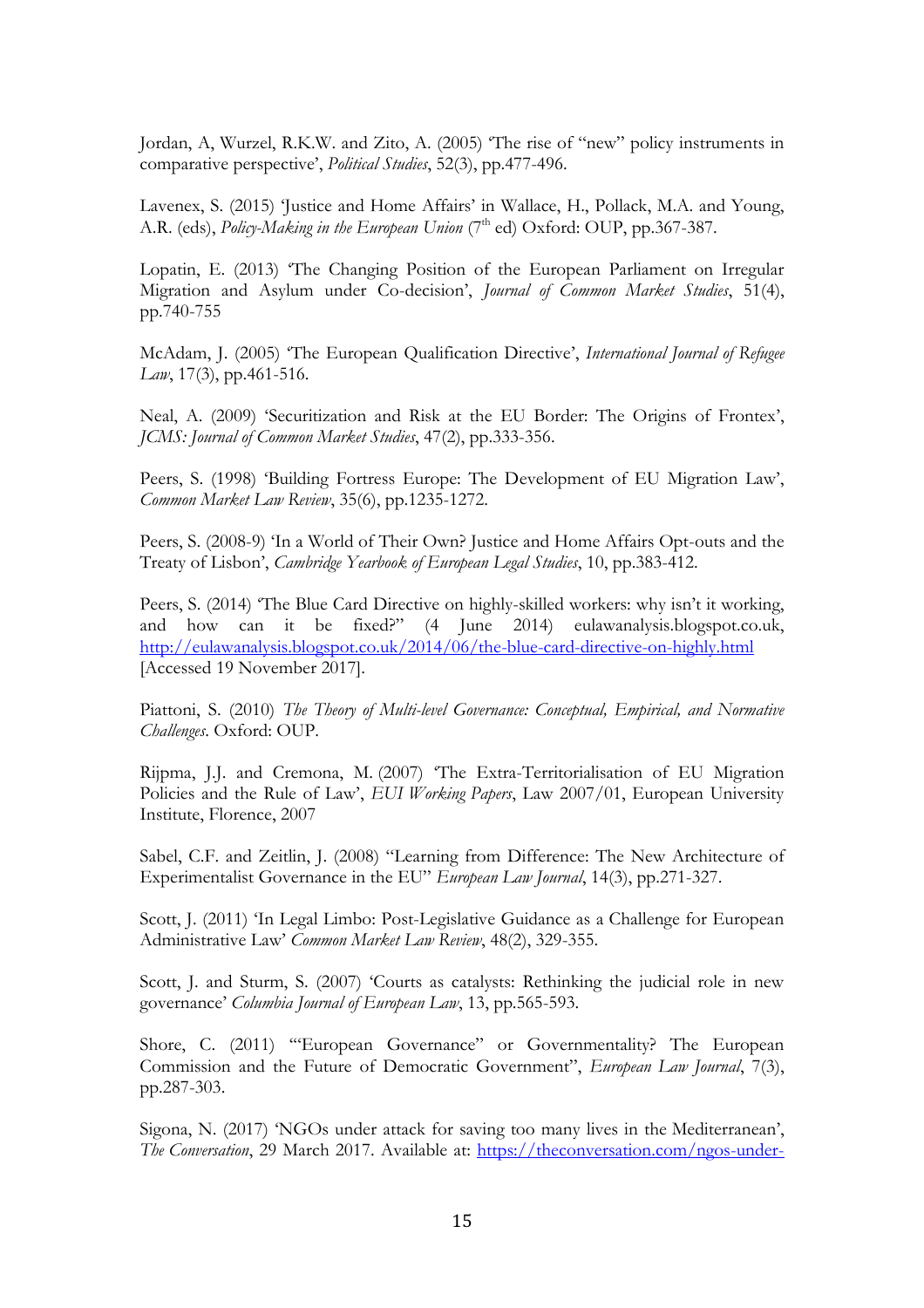Jordan, A, Wurzel, R.K.W. and Zito, A. (2005) 'The rise of "new" policy instruments in comparative perspective', *Political Studies*, 52(3), pp.477-496.

Lavenex, S. (2015) 'Justice and Home Affairs' in Wallace, H., Pollack, M.A. and Young, A.R. (eds), *Policy-Making in the European Union* (7th ed) Oxford: OUP, pp.367-387.

Lopatin, E. (2013) 'The Changing Position of the European Parliament on Irregular Migration and Asylum under Co-decision', *Journal of Common Market Studies*, 51(4), pp.740-755

McAdam, J. (2005) 'The European Qualification Directive', *International Journal of Refugee Law*, 17(3), pp.461-516.

Neal, A. (2009) 'Securitization and Risk at the EU Border: The Origins of Frontex', *JCMS: Journal of Common Market Studies*, 47(2), pp.333-356.

Peers, S. (1998) 'Building Fortress Europe: The Development of EU Migration Law', *Common Market Law Review*, 35(6), pp.1235-1272.

Peers, S. (2008-9) 'In a World of Their Own? Justice and Home Affairs Opt-outs and the Treaty of Lisbon', *Cambridge Yearbook of European Legal Studies*, 10, pp.383-412.

Peers, S. (2014) 'The Blue Card Directive on highly-skilled workers: why isn't it working, and how can it be fixed?" (4 June 2014) eulawanalysis.blogspot.co.uk, [http://eulawanalysis.blogspot.co.uk/2014/06/the-blue-card-directive-on-highly.html](http://eulawanalysis.blogspot.co.uk/2014/06/the-blue-card-directive-on-highly.html) [Accessed 19 November 2017].

Piattoni, S. (2010) *The Theory of Multi-level Governance: Conceptual, Empirical, and Normative Challenges*. Oxford: OUP.

Rijpma, J.J. and Cremona, M. (2007) 'The Extra-Territorialisation of EU Migration Policies and the Rule of Law', *EUI Working Papers*, Law 2007/01, European University Institute, Florence, 2007

Sabel, C.F. and Zeitlin, J. (2008) "Learning from Difference: The New Architecture of Experimentalist Governance in the EU" *European Law Journal*, 14(3), pp.271-327.

Scott, J. (2011) 'In Legal Limbo: Post-Legislative Guidance as a Challenge for European Administrative Law' *Common Market Law Review*, 48(2), 329-355.

Scott, J. and Sturm, S. (2007) 'Courts as catalysts: Rethinking the judicial role in new governance' *Columbia Journal of European Law*, 13, pp.565-593.

Shore, C. (2011) '"European Governance" or Governmentality? The European Commission and the Future of Democratic Government", *European Law Journal*, 7(3), pp.287-303.

Sigona, N. (2017) 'NGOs under attack for saving too many lives in the Mediterranean', *The Conversation*, 29 March 2017. Available at: https://theconversation.com/ngos-under-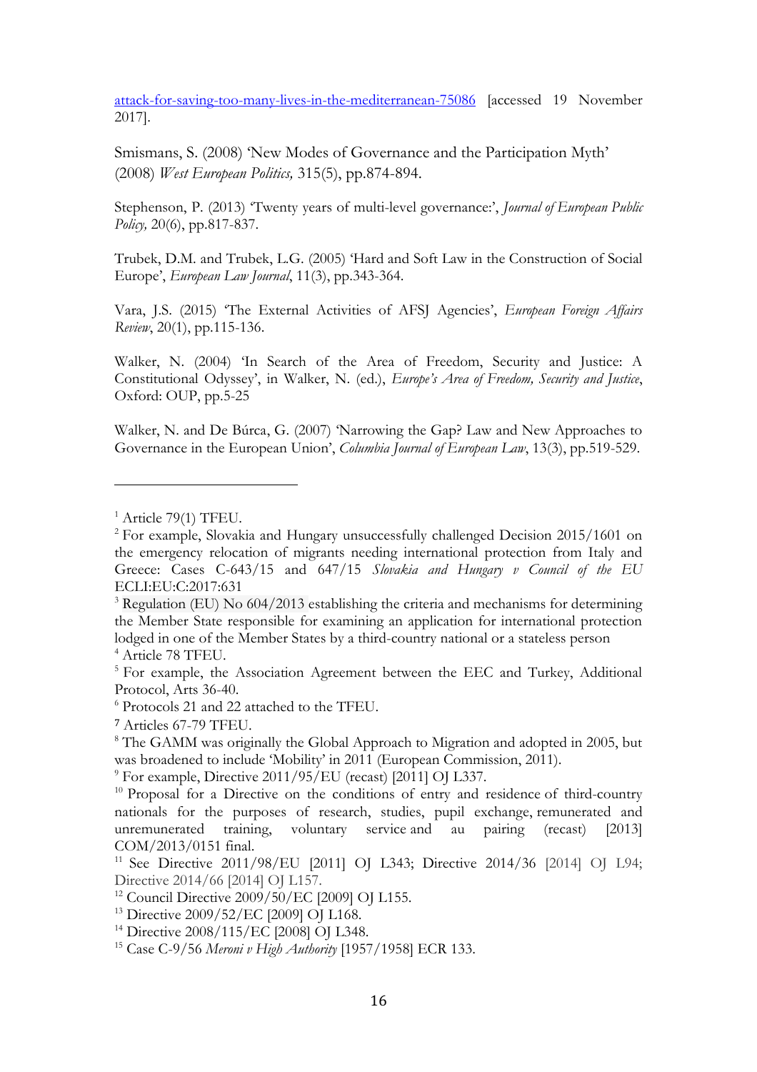attack-for-saving-too-many-lives-in-the-mediterranean-75086 [accessed 19 November 2017].

Smismans, S. (2008) 'New Modes of Governance and the Participation Myth' (2008) *West European Politics,* 315(5), pp.874-894.

Stephenson, P. (2013) 'Twenty years of multi-level governance:', *Journal of European Public Policy,* 20(6), pp.817-837.

Trubek, D.M. and Trubek, L.G. (2005) 'Hard and Soft Law in the Construction of Social Europe', *European Law Journal*, 11(3), pp.343-364.

Vara, J.S. (2015) 'The External Activities of AFSJ Agencies', *European Foreign Affairs Review*, 20(1), pp.115-136.

Walker, N. (2004) 'In Search of the Area of Freedom, Security and Justice: A Constitutional Odyssey', in Walker, N. (ed.), *Europe's Area of Freedom, Security and Justice*, Oxford: OUP, pp.5-25

Walker, N. and De Búrca, G. (2007) 'Narrowing the Gap? Law and New Approaches to Governance in the European Union', *Columbia Journal of European Law*, 13(3), pp.519-529.

---

[1] Article 79(1) TFEU.

[2] For example, Slovakia and Hungary unsuccessfully challenged Decision 2015/1601 on the emergency relocation of migrants needing international protection from Italy and Greece: Cases C-643/15 and 647/15 *Slovakia and Hungary v Council of the EU* ECLI:EU:C:2017:631

[3] Regulation (EU) No 604/2013 establishing the criteria and mechanisms for determining the Member State responsible for examining an application for international protection lodged in one of the Member States by a third-country national or a stateless person

[4] Article 78 TFEU.

[5] For example, the Association Agreement between the EEC and Turkey, Additional Protocol, Arts 36-40.

[6] Protocols 21 and 22 attached to the TFEU.

[7] Articles 67-79 TFEU.

[8] The GAMM was originally the Global Approach to Migration and adopted in 2005, but was broadened to include 'Mobility' in 2011 (European Commission, 2011).

[9] For example, Directive 2011/95/EU (recast) [2011] OJ L337.

[10] Proposal for a Directive on the conditions of entry and residence of third-country nationals for the purposes of research, studies, pupil exchange, remunerated and unremunerated training, voluntary service and au pairing (recast) [2013] COM/2013/0151 final.

[11] See Directive 2011/98/EU [2011] OJ L343; Directive 2014/36 [2014] OJ L94; Directive 2014/66 [2014] OJ L157.

[12] Council Directive 2009/50/EC [2009] OJ L155.

[13] Directive 2009/52/EC [2009] OJ L168.

[14] Directive 2008/115/EC [2008] OJ L348.

[15] Case C-9/56 *Meroni v High Authority* [1957/1958] ECR 133.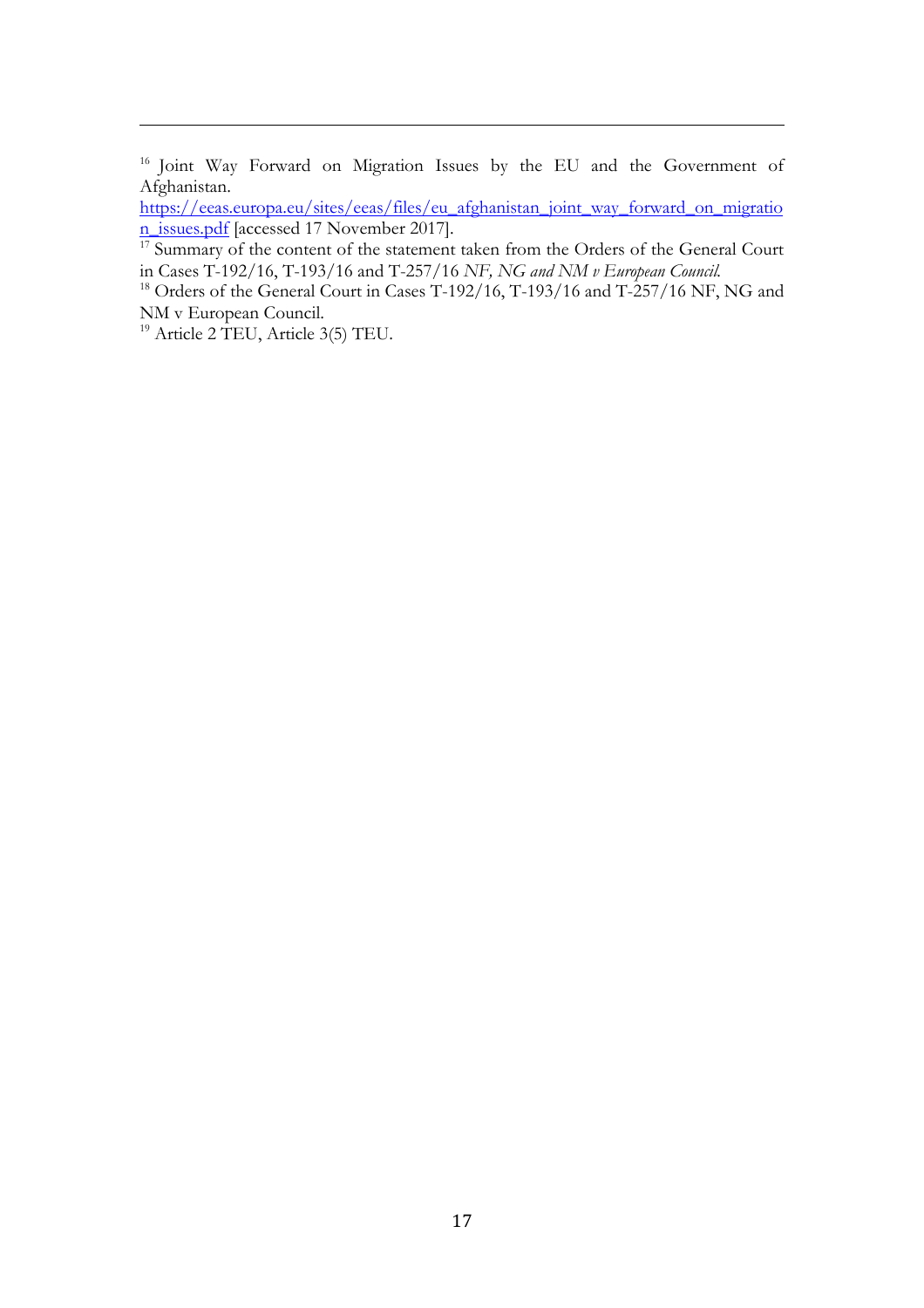[16] Joint Way Forward on Migration Issues by the EU and the Government of Afghanistan.
https://eeas.europa.eu/sites/eeas/files/eu_afghanistan_joint_way_forward_on_migration_issues.pdf [accessed 17 November 2017].

[17] Summary of the content of the statement taken from the Orders of the General Court in Cases T-192/16, T-193/16 and T-257/16 *NF, NG and NM v European Council.*

[18] Orders of the General Court in Cases T-192/16, T-193/16 and T-257/16 NF, NG and NM v European Council.

[19] Article 2 TEU, Article 3(5) TEU.